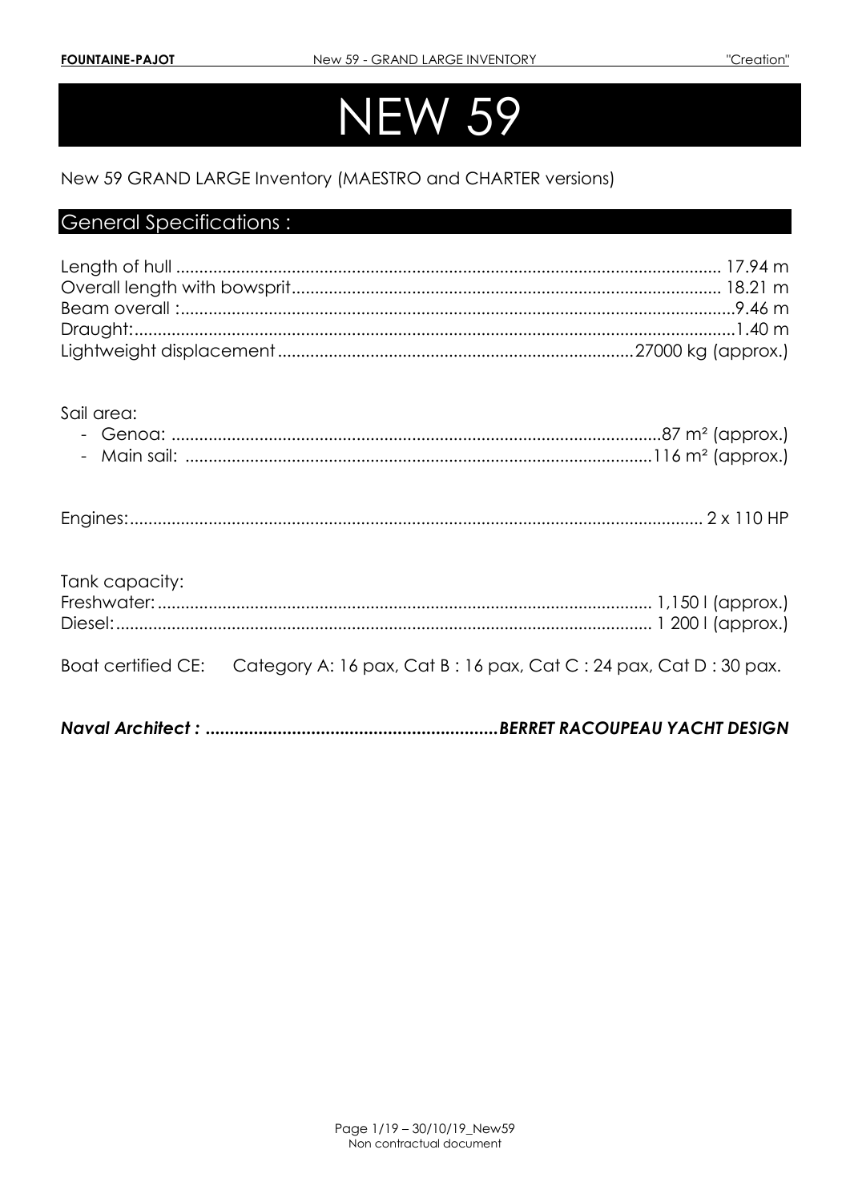# NEW 59

New 59 GRAND LARGE Inventory (MAESTRO and CHARTER versions)

## General Specifications :

Length of hull .................................................................................................................. 17.94 m
Overall length with bowsprit.......................................................................................... 18.21 m
Beam overall :.....................................................................................................................9.46 m
Draught:................................................................................................................................1.40 m
Lightweight displacement ............................................................................27000 kg (approx.)

Sail area:

- Genoa: ........................................................................................................87 m² (approx.)
- Main sail: ...................................................................................................116 m² (approx.)

Engines:.......................................................................................................................... 2 x 110 HP

Tank capacity:
Freshwater: ......................................................................................................... 1,150 l (approx.)
Diesel:.................................................................................................................. 1 200 l (approx.)

Boat certified CE: Category A: 16 pax, Cat B : 16 pax, Cat C : 24 pax, Cat D : 30 pax.

***Naval Architect : ............................................................BERRET RACOUPEAU YACHT DESIGN***

Non contractual document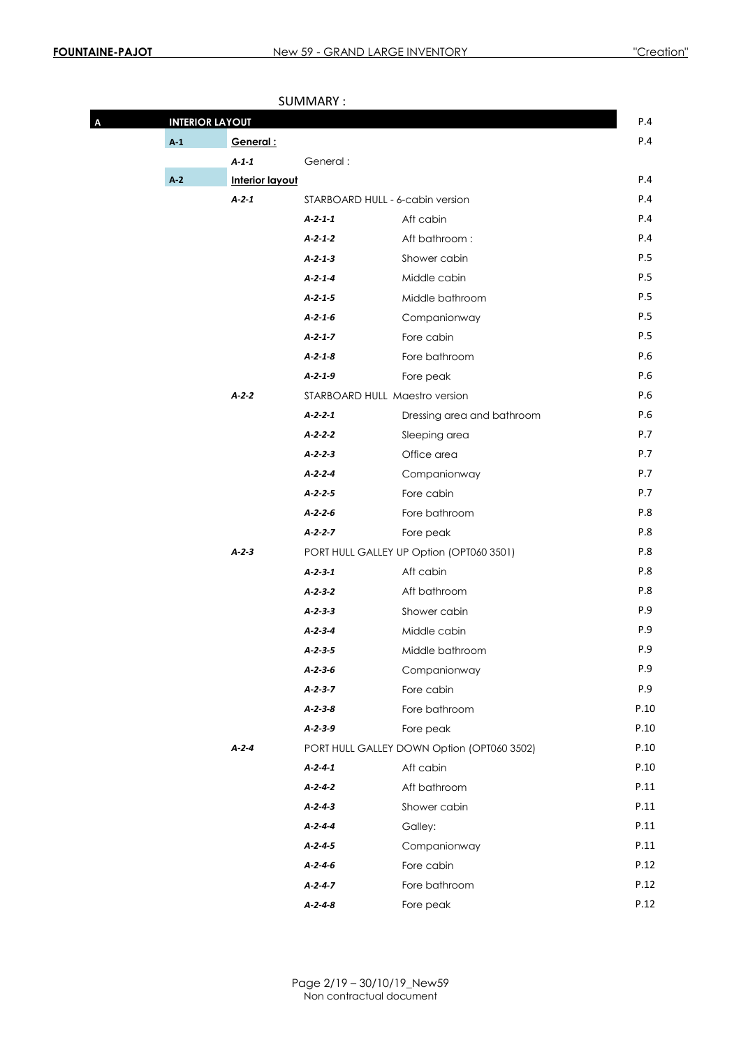SUMMARY :

| | | | | | |
|---|---|---|---|---|---|
| **A** | **INTERIOR LAYOUT** | | | | P.4 |
| | **A-1** | **General :** | | | P.4 |
| | | *A-1-1* | General : | | |
| | **A-2** | **Interior layout** | | | P.4 |
| | | *A-2-1* | STARBOARD HULL - 6-cabin version | | P.4 |
| | | | *A-2-1-1* | Aft cabin | P.4 |
| | | | *A-2-1-2* | Aft bathroom : | P.4 |
| | | | *A-2-1-3* | Shower cabin | P.5 |
| | | | *A-2-1-4* | Middle cabin | P.5 |
| | | | *A-2-1-5* | Middle bathroom | P.5 |
| | | | *A-2-1-6* | Companionway | P.5 |
| | | | *A-2-1-7* | Fore cabin | P.5 |
| | | | *A-2-1-8* | Fore bathroom | P.6 |
| | | | *A-2-1-9* | Fore peak | P.6 |
| | | *A-2-2* | STARBOARD HULL Maestro version | | P.6 |
| | | | *A-2-2-1* | Dressing area and bathroom | P.6 |
| | | | *A-2-2-2* | Sleeping area | P.7 |
| | | | *A-2-2-3* | Office area | P.7 |
| | | | *A-2-2-4* | Companionway | P.7 |
| | | | *A-2-2-5* | Fore cabin | P.7 |
| | | | *A-2-2-6* | Fore bathroom | P.8 |
| | | | *A-2-2-7* | Fore peak | P.8 |
| | | *A-2-3* | PORT HULL GALLEY UP Option (OPT060 3501) | | P.8 |
| | | | *A-2-3-1* | Aft cabin | P.8 |
| | | | *A-2-3-2* | Aft bathroom | P.8 |
| | | | *A-2-3-3* | Shower cabin | P.9 |
| | | | *A-2-3-4* | Middle cabin | P.9 |
| | | | *A-2-3-5* | Middle bathroom | P.9 |
| | | | *A-2-3-6* | Companionway | P.9 |
| | | | *A-2-3-7* | Fore cabin | P.9 |
| | | | *A-2-3-8* | Fore bathroom | P.10 |
| | | | *A-2-3-9* | Fore peak | P.10 |
| | | *A-2-4* | PORT HULL GALLEY DOWN Option (OPT060 3502) | | P.10 |
| | | | *A-2-4-1* | Aft cabin | P.10 |
| | | | *A-2-4-2* | Aft bathroom | P.11 |
| | | | *A-2-4-3* | Shower cabin | P.11 |
| | | | *A-2-4-4* | Galley: | P.11 |
| | | | *A-2-4-5* | Companionway | P.11 |
| | | | *A-2-4-6* | Fore cabin | P.12 |
| | | | *A-2-4-7* | Fore bathroom | P.12 |
| | | | *A-2-4-8* | Fore peak | P.12 |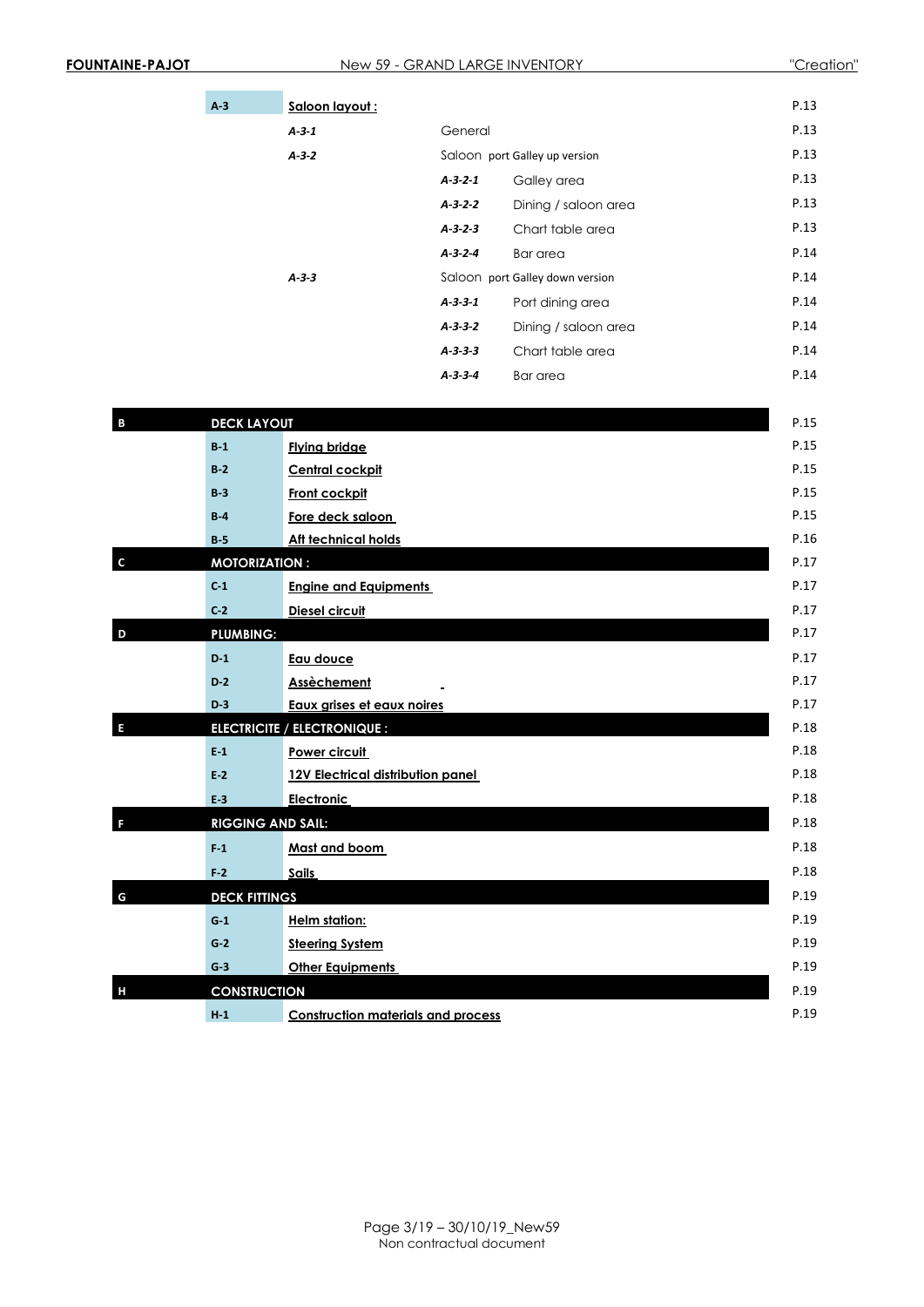| | | | | | Page |
|---|---|---|---|---|---|
| | A-3 | **Saloon layout :** | | | P.13 |
| | | *A-3-1* | General | | P.13 |
| | | *A-3-2* | Saloon port Galley up version | | P.13 |
| | | | *A-3-2-1* | Galley area | P.13 |
| | | | *A-3-2-2* | Dining / saloon area | P.13 |
| | | | *A-3-2-3* | Chart table area | P.13 |
| | | | *A-3-2-4* | Bar area | P.14 |
| | | *A-3-3* | Saloon port Galley down version | | P.14 |
| | | | *A-3-3-1* | Port dining area | P.14 |
| | | | *A-3-3-2* | Dining / saloon area | P.14 |
| | | | *A-3-3-3* | Chart table area | P.14 |
| | | | *A-3-3-4* | Bar area | P.14 |
| **B** | **DECK LAYOUT** | | | | P.15 |
| | B-1 | **Flying bridge** | | | P.15 |
| | B-2 | **Central cockpit** | | | P.15 |
| | B-3 | **Front cockpit** | | | P.15 |
| | B-4 | **Fore deck saloon** | | | P.15 |
| | B-5 | **Aft technical holds** | | | P.16 |
| **C** | **MOTORIZATION :** | | | | P.17 |
| | C-1 | **Engine and Equipments** | | | P.17 |
| | C-2 | **Diesel circuit** | | | P.17 |
| **D** | **PLUMBING:** | | | | P.17 |
| | D-1 | **Eau douce** | | | P.17 |
| | D-2 | **Assèchement** | | | P.17 |
| | D-3 | **Eaux grises et eaux noires** | | | P.17 |
| **E** | **ELECTRICITE / ELECTRONIQUE :** | | | | P.18 |
| | E-1 | **Power circuit** | | | P.18 |
| | E-2 | **12V Electrical distribution panel** | | | P.18 |
| | E-3 | **Electronic** | | | P.18 |
| **F** | **RIGGING AND SAIL:** | | | | P.18 |
| | F-1 | **Mast and boom** | | | P.18 |
| | F-2 | **Sails** | | | P.18 |
| **G** | **DECK FITTINGS** | | | | P.19 |
| | G-1 | **Helm station:** | | | P.19 |
| | G-2 | **Steering System** | | | P.19 |
| | G-3 | **Other Equipments** | | | P.19 |
| **H** | **CONSTRUCTION** | | | | P.19 |
| | H-1 | **Construction materials and process** | | | P.19 |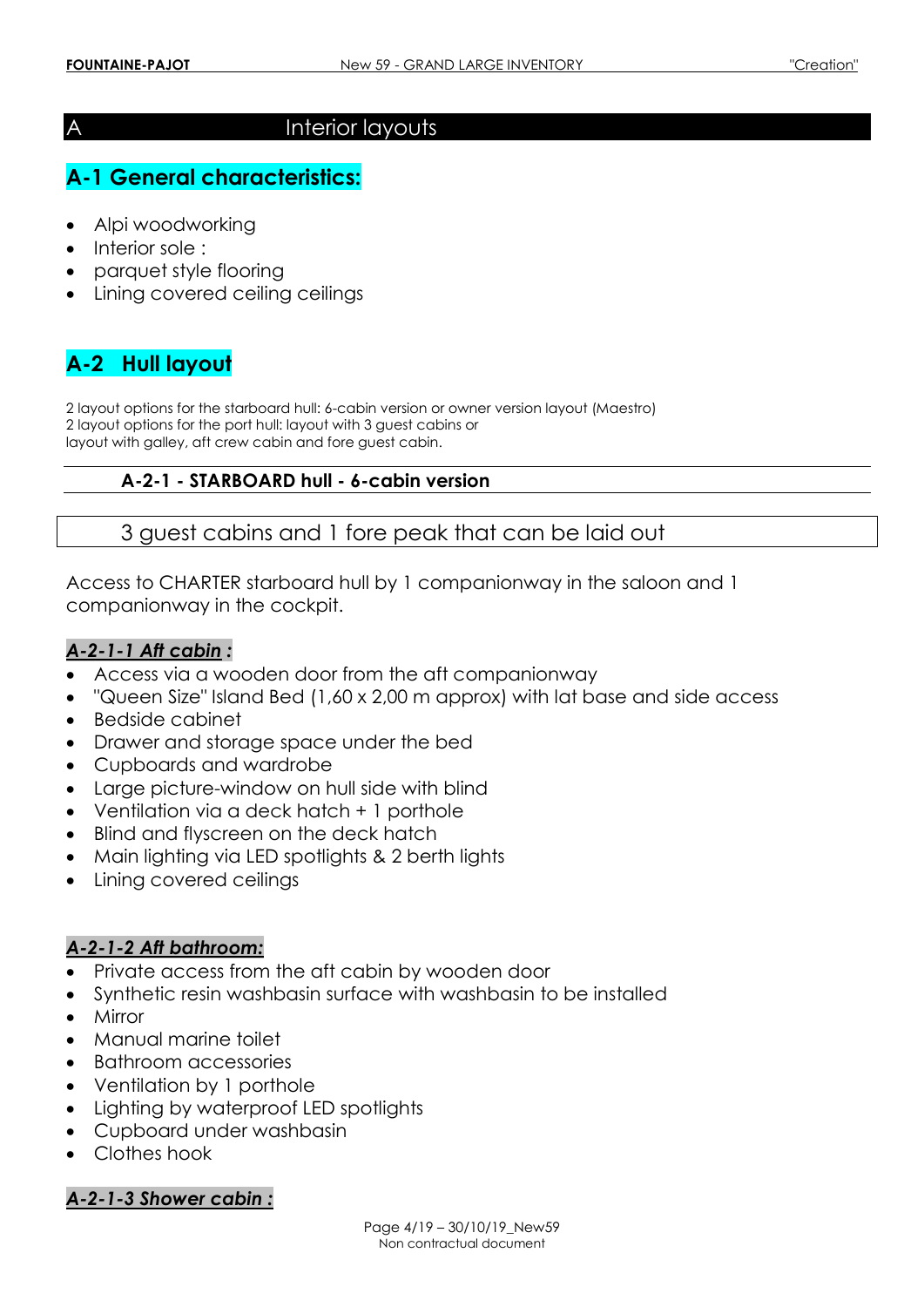# A Interior layouts

## A-1 General characteristics:

- Alpi woodworking
- Interior sole :
- parquet style flooring
- Lining covered ceiling ceilings

## A-2 Hull layout

2 layout options for the starboard hull: 6-cabin version or owner version layout (Maestro)
2 layout options for the port hull: layout with 3 guest cabins or
layout with galley, aft crew cabin and fore guest cabin.

### A-2-1 - STARBOARD hull - 6-cabin version

3 guest cabins and 1 fore peak that can be laid out

Access to CHARTER starboard hull by 1 companionway in the saloon and 1 companionway in the cockpit.

#### *A-2-1-1 Aft cabin :*

- Access via a wooden door from the aft companionway
- "Queen Size" Island Bed (1,60 x 2,00 m approx) with lat base and side access
- Bedside cabinet
- Drawer and storage space under the bed
- Cupboards and wardrobe
- Large picture-window on hull side with blind
- Ventilation via a deck hatch + 1 porthole
- Blind and flyscreen on the deck hatch
- Main lighting via LED spotlights & 2 berth lights
- Lining covered ceilings

#### *A-2-1-2 Aft bathroom:*

- Private access from the aft cabin by wooden door
- Synthetic resin washbasin surface with washbasin to be installed
- Mirror
- Manual marine toilet
- Bathroom accessories
- Ventilation by 1 porthole
- Lighting by waterproof LED spotlights
- Cupboard under washbasin
- Clothes hook

#### *A-2-1-3 Shower cabin :*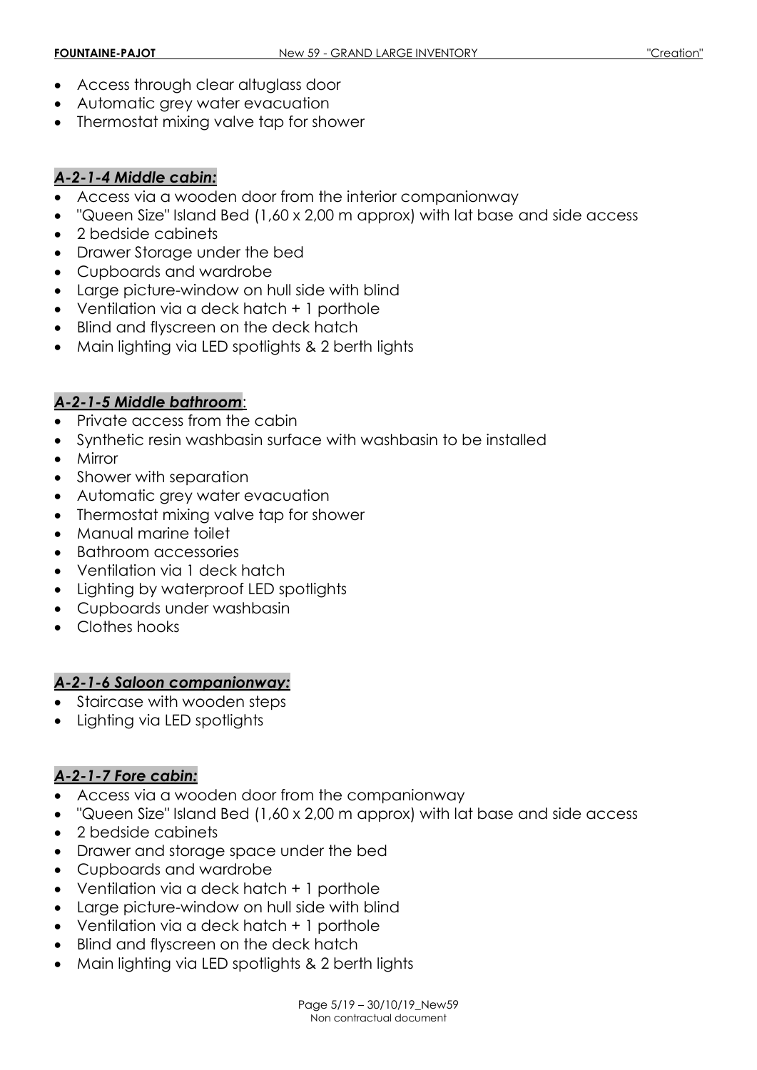- Access through clear altuglass door
- Automatic grey water evacuation
- Thermostat mixing valve tap for shower

### *A-2-1-4 Middle cabin:*

- Access via a wooden door from the interior companionway
- "Queen Size" Island Bed (1,60 x 2,00 m approx) with lat base and side access
- 2 bedside cabinets
- Drawer Storage under the bed
- Cupboards and wardrobe
- Large picture-window on hull side with blind
- Ventilation via a deck hatch + 1 porthole
- Blind and flyscreen on the deck hatch
- Main lighting via LED spotlights & 2 berth lights

### *A-2-1-5 Middle bathroom*:

- Private access from the cabin
- Synthetic resin washbasin surface with washbasin to be installed
- Mirror
- Shower with separation
- Automatic grey water evacuation
- Thermostat mixing valve tap for shower
- Manual marine toilet
- Bathroom accessories
- Ventilation via 1 deck hatch
- Lighting by waterproof LED spotlights
- Cupboards under washbasin
- Clothes hooks

### *A-2-1-6 Saloon companionway:*

- Staircase with wooden steps
- Lighting via LED spotlights

### *A-2-1-7 Fore cabin:*

- Access via a wooden door from the companionway
- "Queen Size" Island Bed (1,60 x 2,00 m approx) with lat base and side access
- 2 bedside cabinets
- Drawer and storage space under the bed
- Cupboards and wardrobe
- Ventilation via a deck hatch + 1 porthole
- Large picture-window on hull side with blind
- Ventilation via a deck hatch + 1 porthole
- Blind and flyscreen on the deck hatch
- Main lighting via LED spotlights & 2 berth lights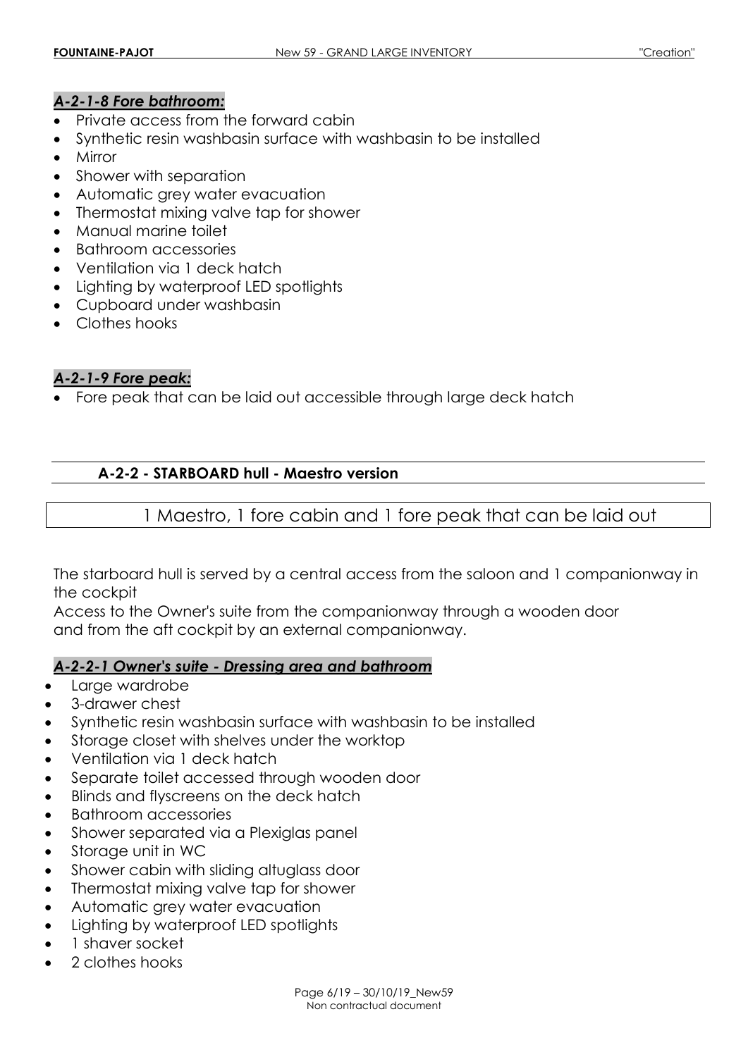#### *A-2-1-8 Fore bathroom:*

- Private access from the forward cabin
- Synthetic resin washbasin surface with washbasin to be installed
- Mirror
- Shower with separation
- Automatic grey water evacuation
- Thermostat mixing valve tap for shower
- Manual marine toilet
- Bathroom accessories
- Ventilation via 1 deck hatch
- Lighting by waterproof LED spotlights
- Cupboard under washbasin
- Clothes hooks

#### *A-2-1-9 Fore peak:*

- Fore peak that can be laid out accessible through large deck hatch

### A-2-2 - STARBOARD hull - Maestro version

1 Maestro, 1 fore cabin and 1 fore peak that can be laid out

The starboard hull is served by a central access from the saloon and 1 companionway in the cockpit
Access to the Owner's suite from the companionway through a wooden door and from the aft cockpit by an external companionway.

#### *A-2-2-1 Owner's suite - Dressing area and bathroom*

- Large wardrobe
- 3-drawer chest
- Synthetic resin washbasin surface with washbasin to be installed
- Storage closet with shelves under the worktop
- Ventilation via 1 deck hatch
- Separate toilet accessed through wooden door
- Blinds and flyscreens on the deck hatch
- Bathroom accessories
- Shower separated via a Plexiglas panel
- Storage unit in WC
- Shower cabin with sliding altuglass door
- Thermostat mixing valve tap for shower
- Automatic grey water evacuation
- Lighting by waterproof LED spotlights
- 1 shaver socket
- 2 clothes hooks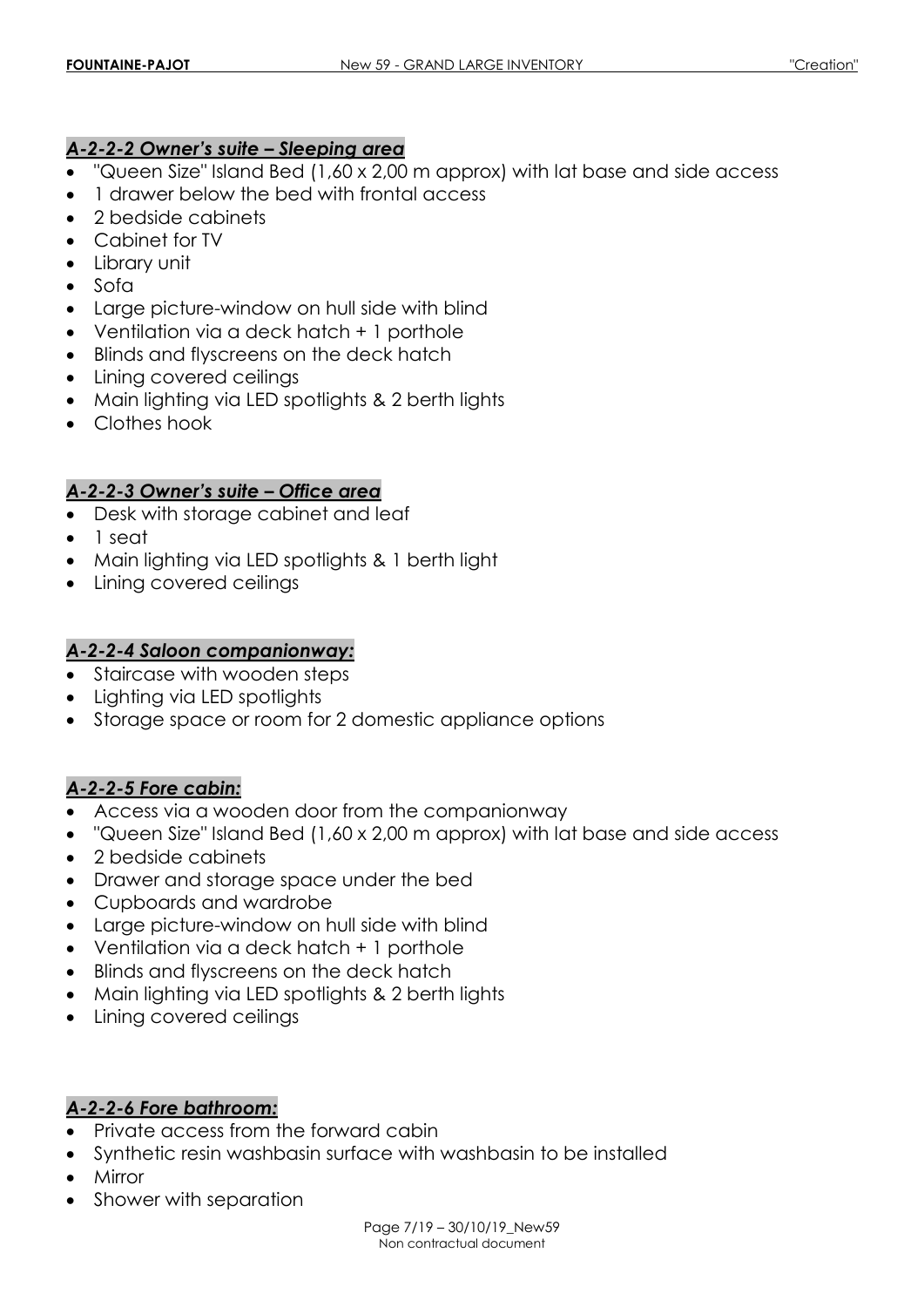### ***A-2-2-2 Owner's suite – Sleeping area***

- "Queen Size" Island Bed (1,60 x 2,00 m approx) with lat base and side access
- 1 drawer below the bed with frontal access
- 2 bedside cabinets
- Cabinet for TV
- Library unit
- Sofa
- Large picture-window on hull side with blind
- Ventilation via a deck hatch + 1 porthole
- Blinds and flyscreens on the deck hatch
- Lining covered ceilings
- Main lighting via LED spotlights & 2 berth lights
- Clothes hook

### ***A-2-2-3 Owner's suite – Office area***

- Desk with storage cabinet and leaf
- 1 seat
- Main lighting via LED spotlights & 1 berth light
- Lining covered ceilings

### ***A-2-2-4 Saloon companionway:***

- Staircase with wooden steps
- Lighting via LED spotlights
- Storage space or room for 2 domestic appliance options

### ***A-2-2-5 Fore cabin:***

- Access via a wooden door from the companionway
- "Queen Size" Island Bed (1,60 x 2,00 m approx) with lat base and side access
- 2 bedside cabinets
- Drawer and storage space under the bed
- Cupboards and wardrobe
- Large picture-window on hull side with blind
- Ventilation via a deck hatch + 1 porthole
- Blinds and flyscreens on the deck hatch
- Main lighting via LED spotlights & 2 berth lights
- Lining covered ceilings

### ***A-2-2-6 Fore bathroom:***

- Private access from the forward cabin
- Synthetic resin washbasin surface with washbasin to be installed
- Mirror
- Shower with separation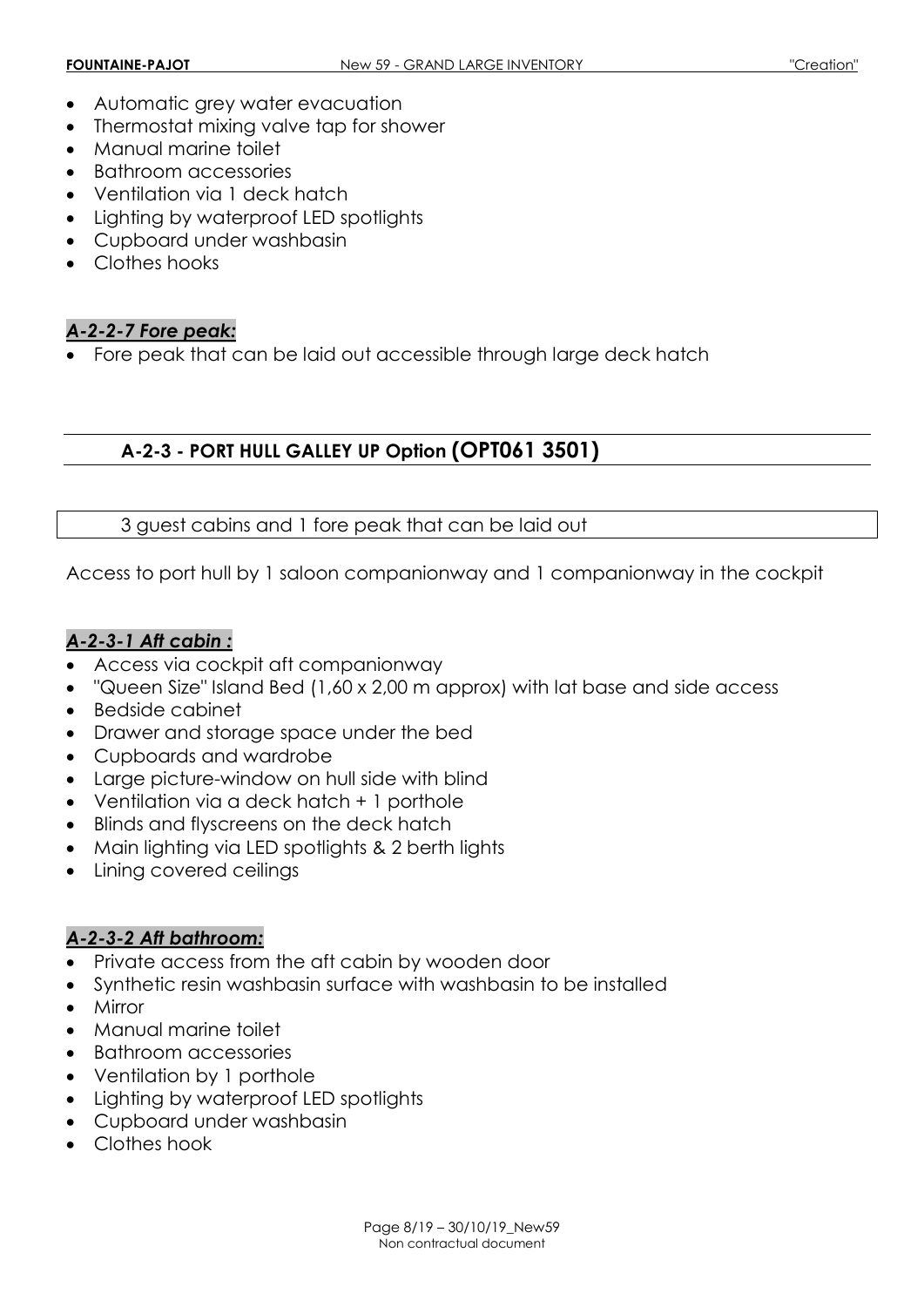- Automatic grey water evacuation
- Thermostat mixing valve tap for shower
- Manual marine toilet
- Bathroom accessories
- Ventilation via 1 deck hatch
- Lighting by waterproof LED spotlights
- Cupboard under washbasin
- Clothes hooks

#### *A-2-2-7 Fore peak:*

- Fore peak that can be laid out accessible through large deck hatch

## A-2-3 - PORT HULL GALLEY UP Option (OPT061 3501)

3 guest cabins and 1 fore peak that can be laid out

Access to port hull by 1 saloon companionway and 1 companionway in the cockpit

#### *A-2-3-1 Aft cabin :*

- Access via cockpit aft companionway
- "Queen Size" Island Bed (1,60 x 2,00 m approx) with lat base and side access
- Bedside cabinet
- Drawer and storage space under the bed
- Cupboards and wardrobe
- Large picture-window on hull side with blind
- Ventilation via a deck hatch + 1 porthole
- Blinds and flyscreens on the deck hatch
- Main lighting via LED spotlights & 2 berth lights
- Lining covered ceilings

#### *A-2-3-2 Aft bathroom:*

- Private access from the aft cabin by wooden door
- Synthetic resin washbasin surface with washbasin to be installed
- Mirror
- Manual marine toilet
- Bathroom accessories
- Ventilation by 1 porthole
- Lighting by waterproof LED spotlights
- Cupboard under washbasin
- Clothes hook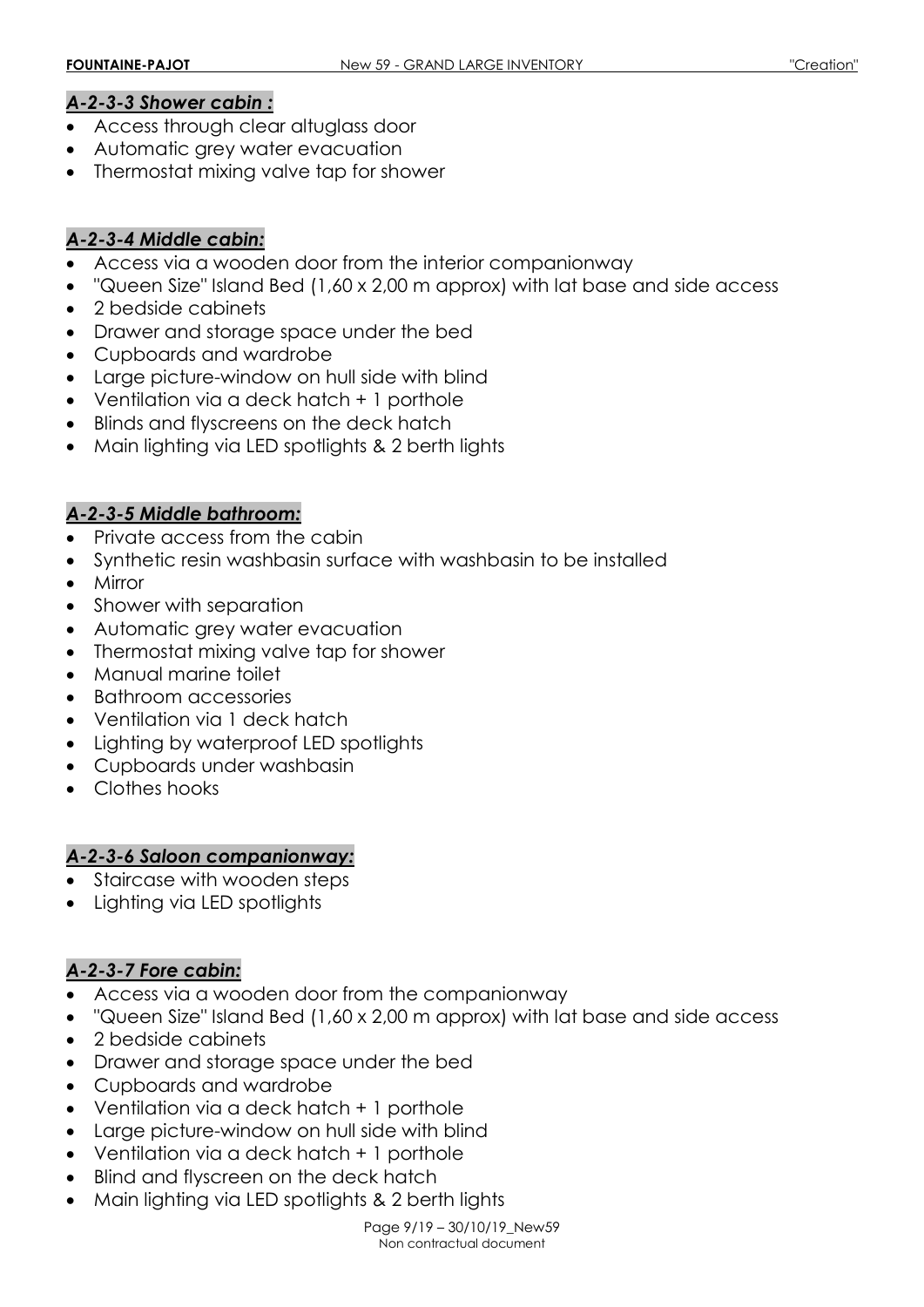### *A-2-3-3 Shower cabin :*

- Access through clear altuglass door
- Automatic grey water evacuation
- Thermostat mixing valve tap for shower

### *A-2-3-4 Middle cabin:*

- Access via a wooden door from the interior companionway
- "Queen Size" Island Bed (1,60 x 2,00 m approx) with lat base and side access
- 2 bedside cabinets
- Drawer and storage space under the bed
- Cupboards and wardrobe
- Large picture-window on hull side with blind
- Ventilation via a deck hatch + 1 porthole
- Blinds and flyscreens on the deck hatch
- Main lighting via LED spotlights & 2 berth lights

### *A-2-3-5 Middle bathroom:*

- Private access from the cabin
- Synthetic resin washbasin surface with washbasin to be installed
- Mirror
- Shower with separation
- Automatic grey water evacuation
- Thermostat mixing valve tap for shower
- Manual marine toilet
- Bathroom accessories
- Ventilation via 1 deck hatch
- Lighting by waterproof LED spotlights
- Cupboards under washbasin
- Clothes hooks

### *A-2-3-6 Saloon companionway:*

- Staircase with wooden steps
- Lighting via LED spotlights

### *A-2-3-7 Fore cabin:*

- Access via a wooden door from the companionway
- "Queen Size" Island Bed (1,60 x 2,00 m approx) with lat base and side access
- 2 bedside cabinets
- Drawer and storage space under the bed
- Cupboards and wardrobe
- Ventilation via a deck hatch + 1 porthole
- Large picture-window on hull side with blind
- Ventilation via a deck hatch + 1 porthole
- Blind and flyscreen on the deck hatch
- Main lighting via LED spotlights & 2 berth lights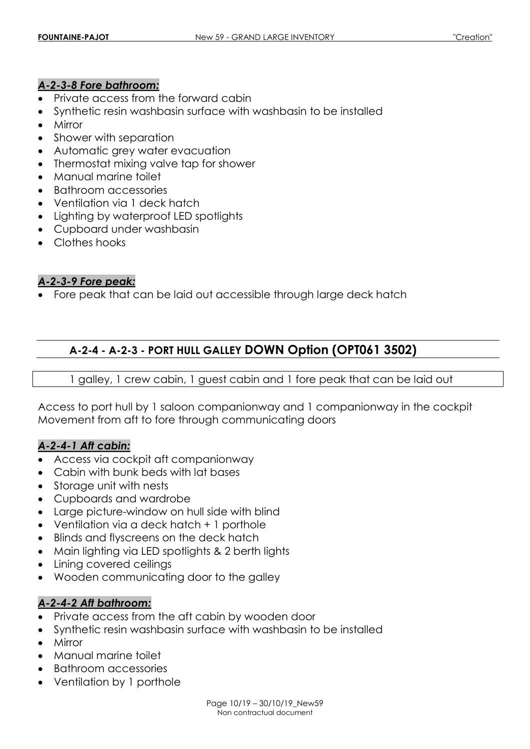### *A-2-3-8 Fore bathroom:*

- Private access from the forward cabin
- Synthetic resin washbasin surface with washbasin to be installed
- Mirror
- Shower with separation
- Automatic grey water evacuation
- Thermostat mixing valve tap for shower
- Manual marine toilet
- Bathroom accessories
- Ventilation via 1 deck hatch
- Lighting by waterproof LED spotlights
- Cupboard under washbasin
- Clothes hooks

### *A-2-3-9 Fore peak:*

- Fore peak that can be laid out accessible through large deck hatch

## A-2-4 - A-2-3 - PORT HULL GALLEY DOWN Option (OPT061 3502)

1 galley, 1 crew cabin, 1 guest cabin and 1 fore peak that can be laid out

Access to port hull by 1 saloon companionway and 1 companionway in the cockpit
Movement from aft to fore through communicating doors

### *A-2-4-1 Aft cabin:*

- Access via cockpit aft companionway
- Cabin with bunk beds with lat bases
- Storage unit with nests
- Cupboards and wardrobe
- Large picture-window on hull side with blind
- Ventilation via a deck hatch + 1 porthole
- Blinds and flyscreens on the deck hatch
- Main lighting via LED spotlights & 2 berth lights
- Lining covered ceilings
- Wooden communicating door to the galley

### *A-2-4-2 Aft bathroom:*

- Private access from the aft cabin by wooden door
- Synthetic resin washbasin surface with washbasin to be installed
- Mirror
- Manual marine toilet
- Bathroom accessories
- Ventilation by 1 porthole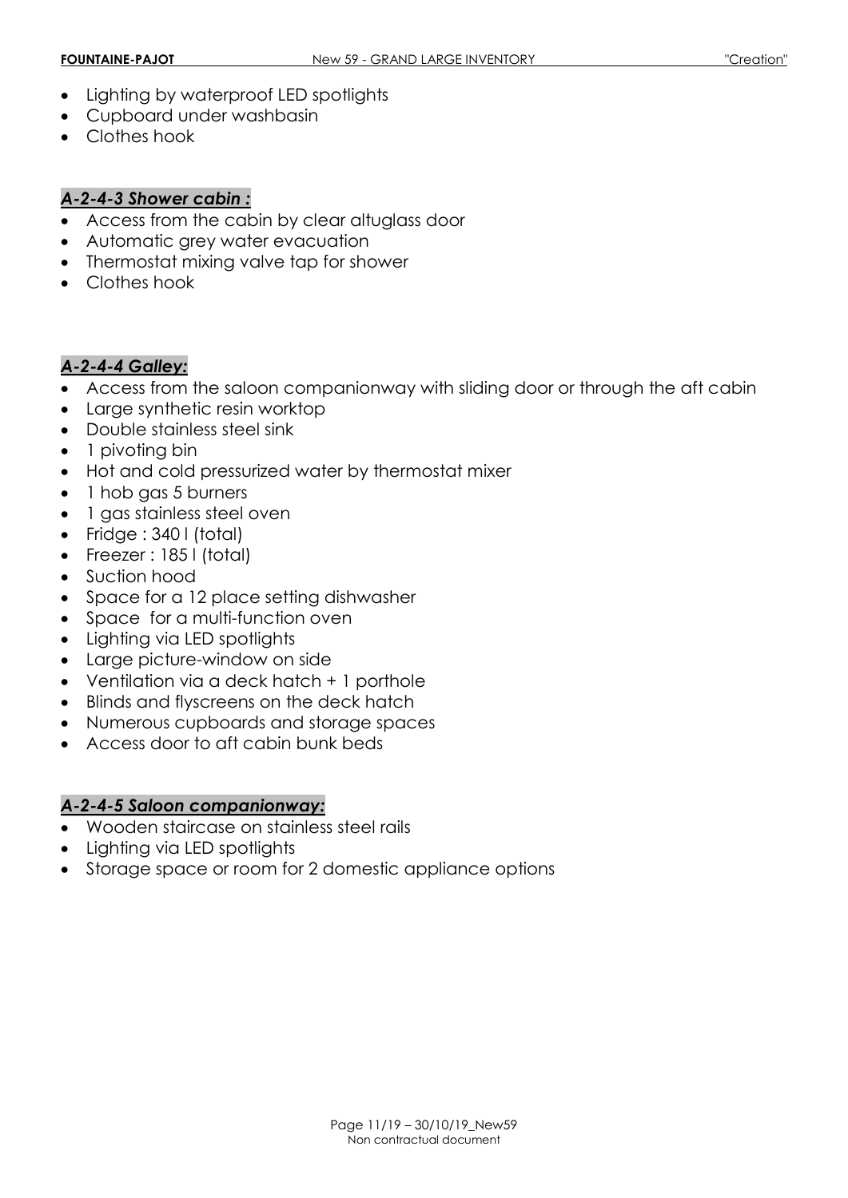- Lighting by waterproof LED spotlights
- Cupboard under washbasin
- Clothes hook

### *A-2-4-3 Shower cabin :*

- Access from the cabin by clear altuglass door
- Automatic grey water evacuation
- Thermostat mixing valve tap for shower
- Clothes hook

### *A-2-4-4 Galley:*

- Access from the saloon companionway with sliding door or through the aft cabin
- Large synthetic resin worktop
- Double stainless steel sink
- 1 pivoting bin
- Hot and cold pressurized water by thermostat mixer
- 1 hob gas 5 burners
- 1 gas stainless steel oven
- Fridge : 340 l (total)
- Freezer : 185 l (total)
- Suction hood
- Space for a 12 place setting dishwasher
- Space for a multi-function oven
- Lighting via LED spotlights
- Large picture-window on side
- Ventilation via a deck hatch + 1 porthole
- Blinds and flyscreens on the deck hatch
- Numerous cupboards and storage spaces
- Access door to aft cabin bunk beds

### *A-2-4-5 Saloon companionway:*

- Wooden staircase on stainless steel rails
- Lighting via LED spotlights
- Storage space or room for 2 domestic appliance options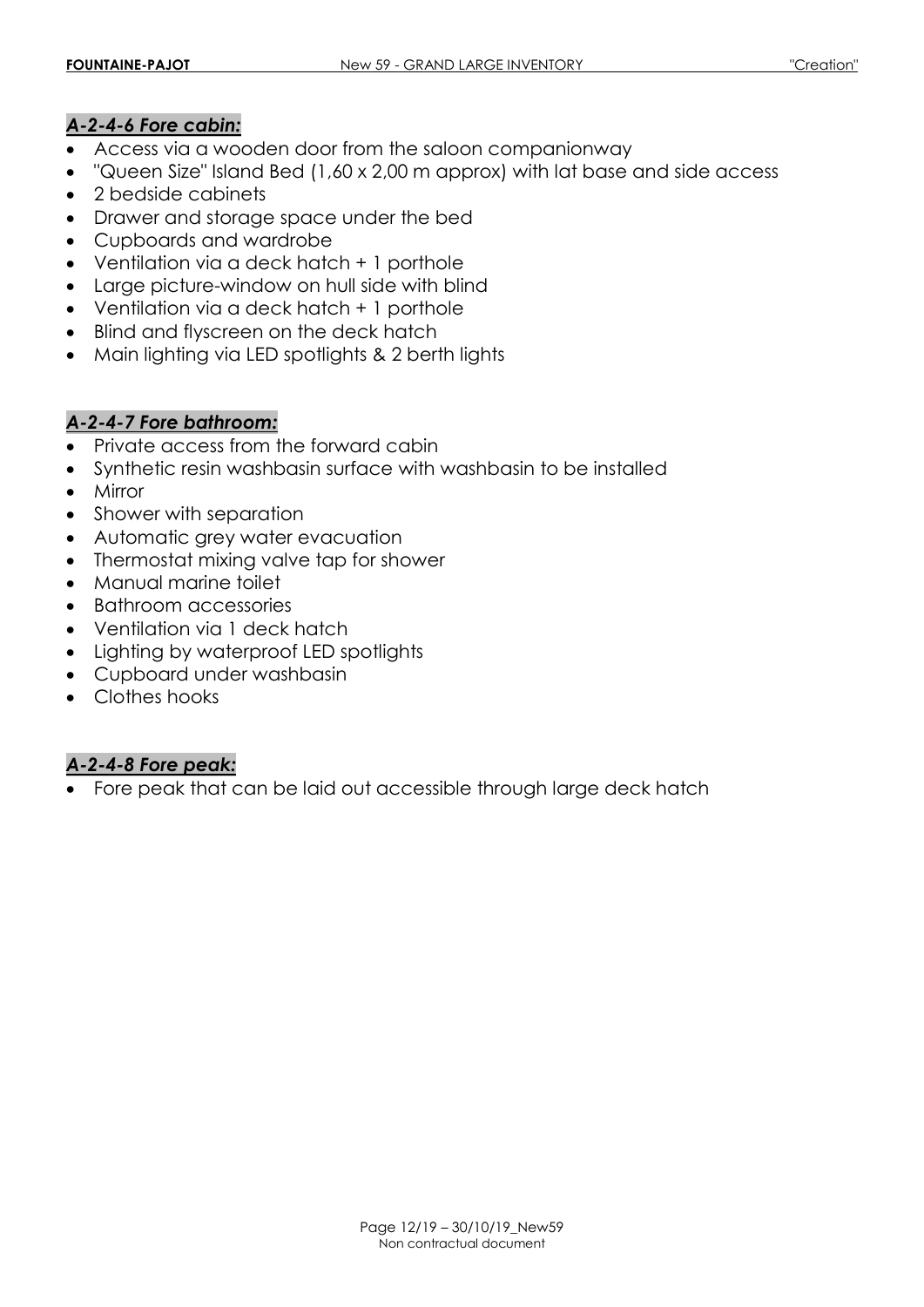### *A-2-4-6 Fore cabin:*

- Access via a wooden door from the saloon companionway
- "Queen Size" Island Bed (1,60 x 2,00 m approx) with lat base and side access
- 2 bedside cabinets
- Drawer and storage space under the bed
- Cupboards and wardrobe
- Ventilation via a deck hatch + 1 porthole
- Large picture-window on hull side with blind
- Ventilation via a deck hatch + 1 porthole
- Blind and flyscreen on the deck hatch
- Main lighting via LED spotlights & 2 berth lights

### *A-2-4-7 Fore bathroom:*

- Private access from the forward cabin
- Synthetic resin washbasin surface with washbasin to be installed
- Mirror
- Shower with separation
- Automatic grey water evacuation
- Thermostat mixing valve tap for shower
- Manual marine toilet
- Bathroom accessories
- Ventilation via 1 deck hatch
- Lighting by waterproof LED spotlights
- Cupboard under washbasin
- Clothes hooks

### *A-2-4-8 Fore peak:*

- Fore peak that can be laid out accessible through large deck hatch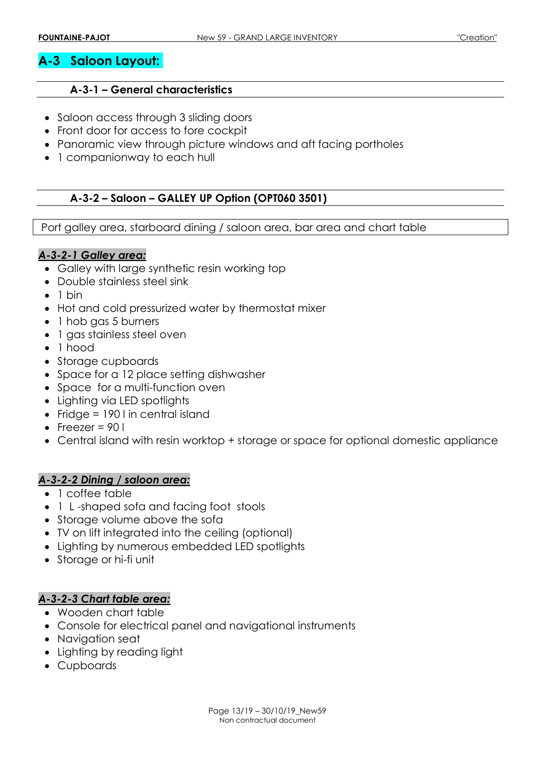## A-3 Saloon Layout:

### A-3-1 – General characteristics

- Saloon access through 3 sliding doors
- Front door for access to fore cockpit
- Panoramic view through picture windows and aft facing portholes
- 1 companionway to each hull

### A-3-2 – Saloon – GALLEY UP Option (OPT060 3501)

Port galley area, starboard dining / saloon area, bar area and chart table

#### ***A-3-2-1 Galley area:***

- Galley with large synthetic resin working top
- Double stainless steel sink
- 1 bin
- Hot and cold pressurized water by thermostat mixer
- 1 hob gas 5 burners
- 1 gas stainless steel oven
- 1 hood
- Storage cupboards
- Space for a 12 place setting dishwasher
- Space for a multi-function oven
- Lighting via LED spotlights
- Fridge = 190 l in central island
- Freezer = 90 l
- Central island with resin worktop + storage or space for optional domestic appliance

#### ***A-3-2-2 Dining / saloon area:***

- 1 coffee table
- 1 L -shaped sofa and facing foot stools
- Storage volume above the sofa
- TV on lift integrated into the ceiling (optional)
- Lighting by numerous embedded LED spotlights
- Storage or hi-fi unit

#### ***A-3-2-3 Chart table area:***

- Wooden chart table
- Console for electrical panel and navigational instruments
- Navigation seat
- Lighting by reading light
- Cupboards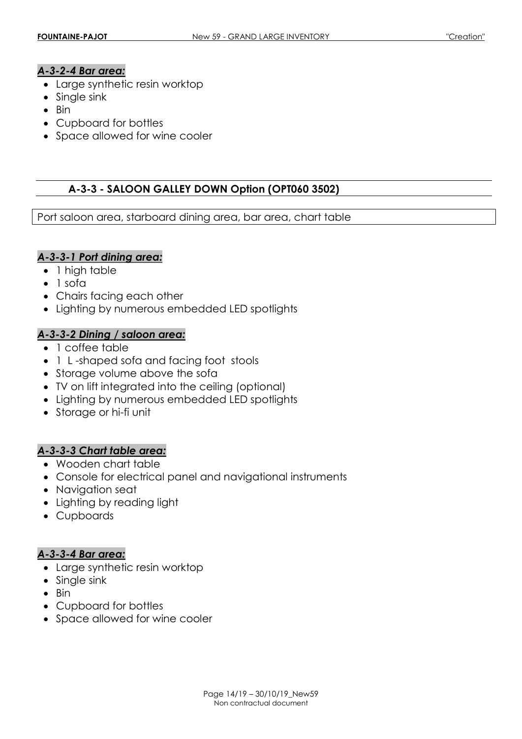#### *A-3-2-4 Bar area:*

- Large synthetic resin worktop
- Single sink
- Bin
- Cupboard for bottles
- Space allowed for wine cooler

### A-3-3 - SALOON GALLEY DOWN Option (OPT060 3502)

Port saloon area, starboard dining area, bar area, chart table

#### *A-3-3-1 Port dining area:*

- 1 high table
- 1 sofa
- Chairs facing each other
- Lighting by numerous embedded LED spotlights

#### *A-3-3-2 Dining / saloon area:*

- 1 coffee table
- 1 L -shaped sofa and facing foot stools
- Storage volume above the sofa
- TV on lift integrated into the ceiling (optional)
- Lighting by numerous embedded LED spotlights
- Storage or hi-fi unit

#### *A-3-3-3 Chart table area:*

- Wooden chart table
- Console for electrical panel and navigational instruments
- Navigation seat
- Lighting by reading light
- Cupboards

#### *A-3-3-4 Bar area:*

- Large synthetic resin worktop
- Single sink
- Bin
- Cupboard for bottles
- Space allowed for wine cooler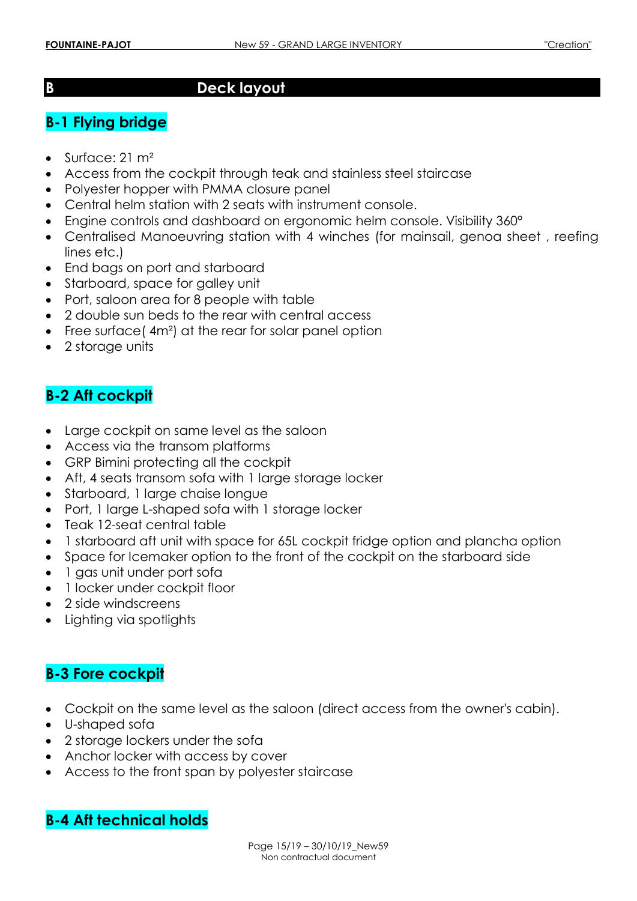## B Deck layout

### B-1 Flying bridge

- Surface: 21 m²
- Access from the cockpit through teak and stainless steel staircase
- Polyester hopper with PMMA closure panel
- Central helm station with 2 seats with instrument console.
- Engine controls and dashboard on ergonomic helm console. Visibility 360°
- Centralised Manoeuvring station with 4 winches (for mainsail, genoa sheet , reefing lines etc.)
- End bags on port and starboard
- Starboard, space for galley unit
- Port, saloon area for 8 people with table
- 2 double sun beds to the rear with central access
- Free surface( 4m²) at the rear for solar panel option
- 2 storage units

### B-2 Aft cockpit

- Large cockpit on same level as the saloon
- Access via the transom platforms
- GRP Bimini protecting all the cockpit
- Aft, 4 seats transom sofa with 1 large storage locker
- Starboard, 1 large chaise longue
- Port, 1 large L-shaped sofa with 1 storage locker
- Teak 12-seat central table
- 1 starboard aft unit with space for 65L cockpit fridge option and plancha option
- Space for Icemaker option to the front of the cockpit on the starboard side
- 1 gas unit under port sofa
- 1 locker under cockpit floor
- 2 side windscreens
- Lighting via spotlights

### B-3 Fore cockpit

- Cockpit on the same level as the saloon (direct access from the owner's cabin).
- U-shaped sofa
- 2 storage lockers under the sofa
- Anchor locker with access by cover
- Access to the front span by polyester staircase

### B-4 Aft technical holds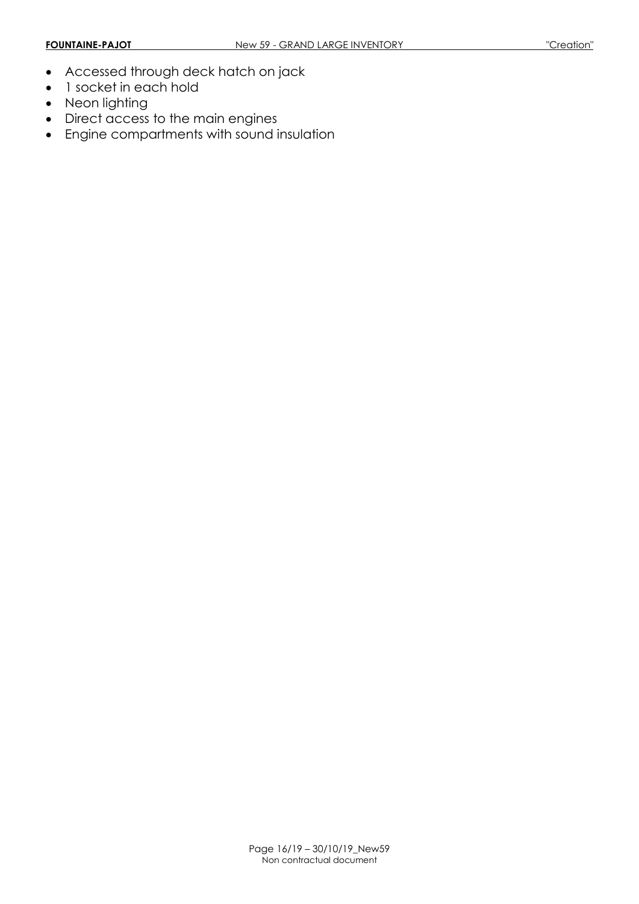- Accessed through deck hatch on jack
- 1 socket in each hold
- Neon lighting
- Direct access to the main engines
- Engine compartments with sound insulation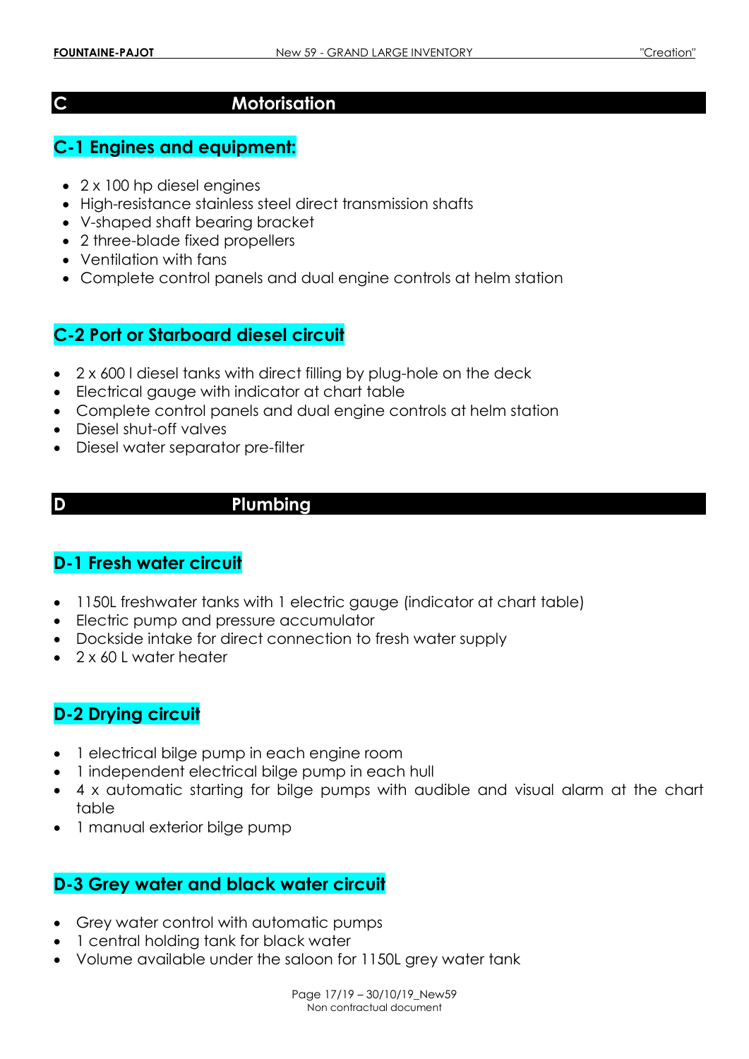# C Motorisation

## C-1 Engines and equipment:

- 2 x 100 hp diesel engines
- High-resistance stainless steel direct transmission shafts
- V-shaped shaft bearing bracket
- 2 three-blade fixed propellers
- Ventilation with fans
- Complete control panels and dual engine controls at helm station

## C-2 Port or Starboard diesel circuit

- 2 x 600 l diesel tanks with direct filling by plug-hole on the deck
- Electrical gauge with indicator at chart table
- Complete control panels and dual engine controls at helm station
- Diesel shut-off valves
- Diesel water separator pre-filter

# D Plumbing

## D-1 Fresh water circuit

- 1150L freshwater tanks with 1 electric gauge (indicator at chart table)
- Electric pump and pressure accumulator
- Dockside intake for direct connection to fresh water supply
- 2 x 60 L water heater

## D-2 Drying circuit

- 1 electrical bilge pump in each engine room
- 1 independent electrical bilge pump in each hull
- 4 x automatic starting for bilge pumps with audible and visual alarm at the chart table
- 1 manual exterior bilge pump

## D-3 Grey water and black water circuit

- Grey water control with automatic pumps
- 1 central holding tank for black water
- Volume available under the saloon for 1150L grey water tank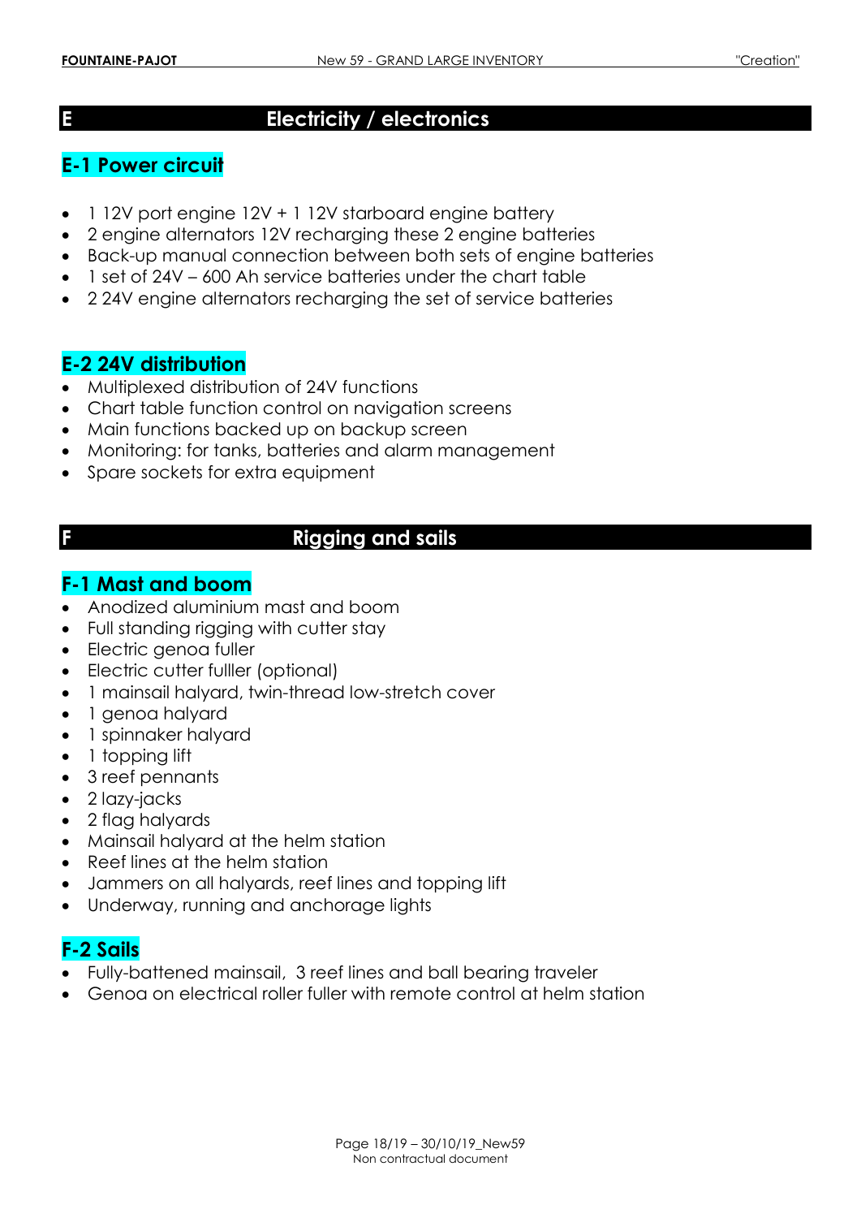## E Electricity / electronics

### E-1 Power circuit

- 1 12V port engine 12V + 1 12V starboard engine battery
- 2 engine alternators 12V recharging these 2 engine batteries
- Back-up manual connection between both sets of engine batteries
- 1 set of 24V – 600 Ah service batteries under the chart table
- 2 24V engine alternators recharging the set of service batteries

### E-2 24V distribution

- Multiplexed distribution of 24V functions
- Chart table function control on navigation screens
- Main functions backed up on backup screen
- Monitoring: for tanks, batteries and alarm management
- Spare sockets for extra equipment

## F Rigging and sails

### F-1 Mast and boom

- Anodized aluminium mast and boom
- Full standing rigging with cutter stay
- Electric genoa fuller
- Electric cutter fulller (optional)
- 1 mainsail halyard, twin-thread low-stretch cover
- 1 genoa halyard
- 1 spinnaker halyard
- 1 topping lift
- 3 reef pennants
- 2 lazy-jacks
- 2 flag halyards
- Mainsail halyard at the helm station
- Reef lines at the helm station
- Jammers on all halyards, reef lines and topping lift
- Underway, running and anchorage lights

### F-2 Sails

- Fully-battened mainsail, 3 reef lines and ball bearing traveler
- Genoa on electrical roller fuller with remote control at helm station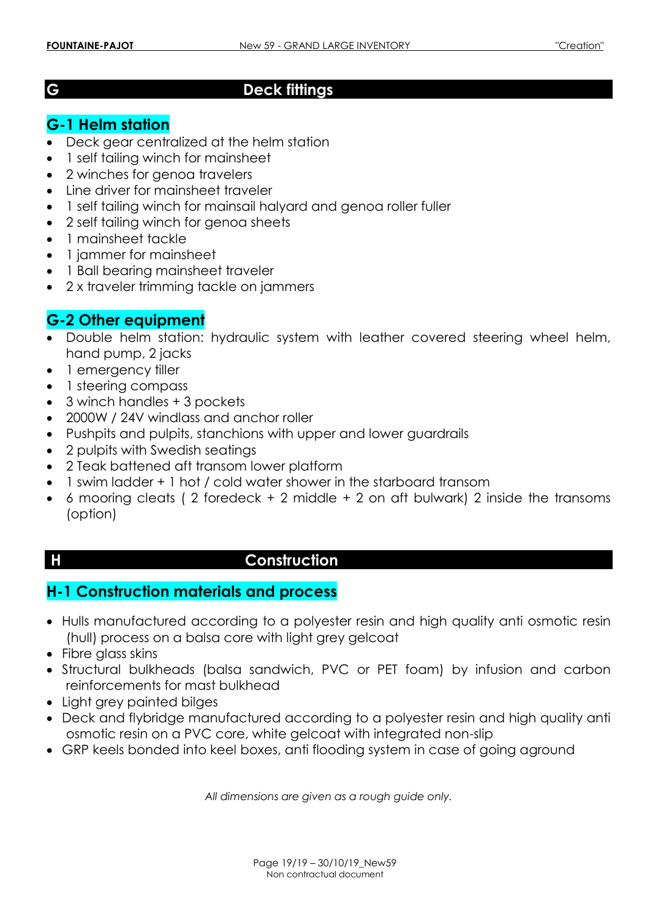# G Deck fittings

## G-1 Helm station

- Deck gear centralized at the helm station
- 1 self tailing winch for mainsheet
- 2 winches for genoa travelers
- Line driver for mainsheet traveler
- 1 self tailing winch for mainsail halyard and genoa roller fuller
- 2 self tailing winch for genoa sheets
- 1 mainsheet tackle
- 1 jammer for mainsheet
- 1 Ball bearing mainsheet traveler
- 2 x traveler trimming tackle on jammers

## G-2 Other equipment

- Double helm station: hydraulic system with leather covered steering wheel helm, hand pump, 2 jacks
- 1 emergency tiller
- 1 steering compass
- 3 winch handles + 3 pockets
- 2000W / 24V windlass and anchor roller
- Pushpits and pulpits, stanchions with upper and lower guardrails
- 2 pulpits with Swedish seatings
- 2 Teak battened aft transom lower platform
- 1 swim ladder + 1 hot / cold water shower in the starboard transom
- 6 mooring cleats ( 2 foredeck + 2 middle + 2 on aft bulwark) 2 inside the transoms (option)

# H Construction

## H-1 Construction materials and process

- Hulls manufactured according to a polyester resin and high quality anti osmotic resin (hull) process on a balsa core with light grey gelcoat
- Fibre glass skins
- Structural bulkheads (balsa sandwich, PVC or PET foam) by infusion and carbon reinforcements for mast bulkhead
- Light grey painted bilges
- Deck and flybridge manufactured according to a polyester resin and high quality anti osmotic resin on a PVC core, white gelcoat with integrated non-slip
- GRP keels bonded into keel boxes, anti flooding system in case of going aground

*All dimensions are given as a rough guide only.*